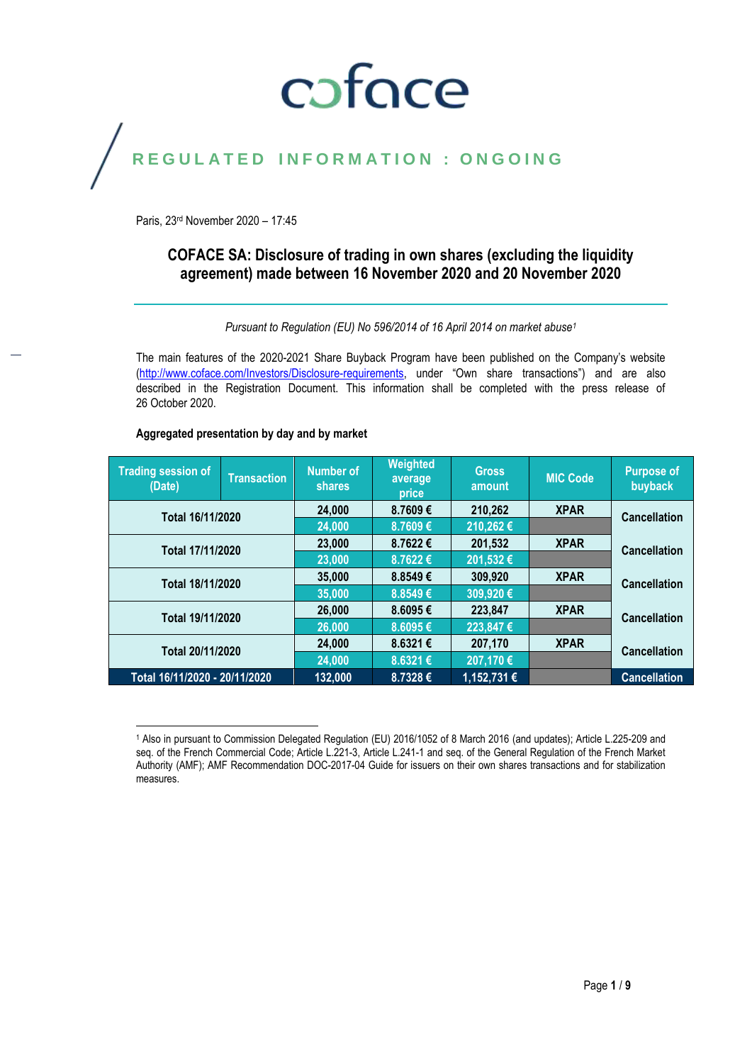coface

REGULATED INFORMATION : ONGOING

Paris, 23rd November 2020 – 17:45

# COFACE SA: Disclosure of trading in own shares (excluding the liquidity agreement) made between 16 November 2020 and 20 November 2020

*Pursuant to Regulation (EU) No 596/2014 of 16 April 2014 on market abuse*[1]

The main features of the 2020-2021 Share Buyback Program have been published on the Company's website (http://www.coface.com/Investors/Disclosure-requirements, under "Own share transactions") and are also described in the Registration Document. This information shall be completed with the press release of 26 October 2020.

**Aggregated presentation by day and by market**

| Trading session of (Date) | Transaction | Number of shares | Weighted average price | Gross amount | MIC Code | Purpose of buyback |
|---|---|---|---|---|---|---|
| Total 16/11/2020 | | 24,000 | 8.7609 € | 210,262 | XPAR | Cancellation |
| | | 24,000 | 8.7609 € | 210,262 € | | |
| Total 17/11/2020 | | 23,000 | 8.7622 € | 201,532 | XPAR | Cancellation |
| | | 23,000 | 8.7622 € | 201,532 € | | |
| Total 18/11/2020 | | 35,000 | 8.8549 € | 309,920 | XPAR | Cancellation |
| | | 35,000 | 8.8549 € | 309,920 € | | |
| Total 19/11/2020 | | 26,000 | 8.6095 € | 223,847 | XPAR | Cancellation |
| | | 26,000 | 8.6095 € | 223,847 € | | |
| Total 20/11/2020 | | 24,000 | 8.6321 € | 207,170 | XPAR | Cancellation |
| | | 24,000 | 8.6321 € | 207,170 € | | |
| Total 16/11/2020 - 20/11/2020 | | 132,000 | 8.7328 € | 1,152,731 € | | Cancellation |

[1] Also in pursuant to Commission Delegated Regulation (EU) 2016/1052 of 8 March 2016 (and updates); Article L.225-209 and seq. of the French Commercial Code; Article L.221-3, Article L.241-1 and seq. of the General Regulation of the French Market Authority (AMF); AMF Recommendation DOC-2017-04 Guide for issuers on their own shares transactions and for stabilization measures.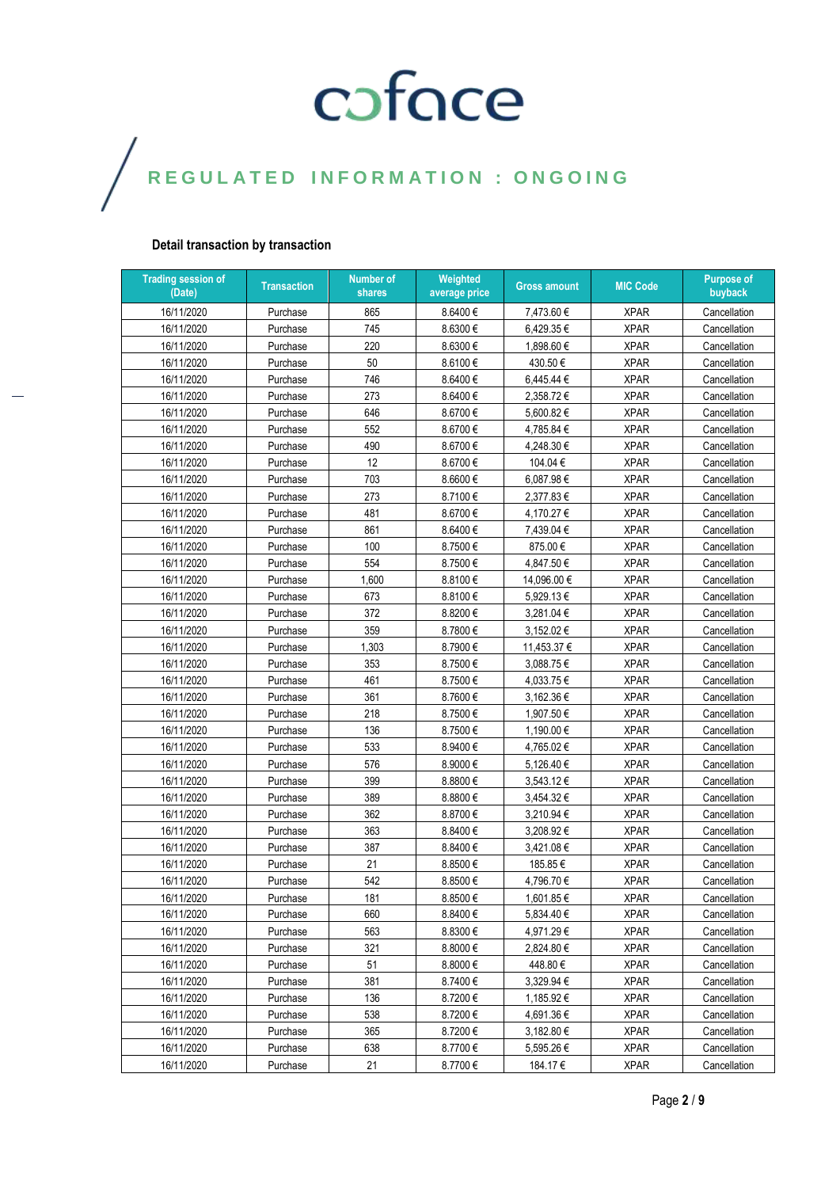coface

REGULATED INFORMATION : ONGOING

### Detail transaction by transaction

| Trading session of (Date) | Transaction | Number of shares | Weighted average price | Gross amount | MIC Code | Purpose of buyback |
|---|---|---|---|---|---|---|
| 16/11/2020 | Purchase | 865 | 8.6400 € | 7,473.60 € | XPAR | Cancellation |
| 16/11/2020 | Purchase | 745 | 8.6300 € | 6,429.35 € | XPAR | Cancellation |
| 16/11/2020 | Purchase | 220 | 8.6300 € | 1,898.60 € | XPAR | Cancellation |
| 16/11/2020 | Purchase | 50 | 8.6100 € | 430.50 € | XPAR | Cancellation |
| 16/11/2020 | Purchase | 746 | 8.6400 € | 6,445.44 € | XPAR | Cancellation |
| 16/11/2020 | Purchase | 273 | 8.6400 € | 2,358.72 € | XPAR | Cancellation |
| 16/11/2020 | Purchase | 646 | 8.6700 € | 5,600.82 € | XPAR | Cancellation |
| 16/11/2020 | Purchase | 552 | 8.6700 € | 4,785.84 € | XPAR | Cancellation |
| 16/11/2020 | Purchase | 490 | 8.6700 € | 4,248.30 € | XPAR | Cancellation |
| 16/11/2020 | Purchase | 12 | 8.6700 € | 104.04 € | XPAR | Cancellation |
| 16/11/2020 | Purchase | 703 | 8.6600 € | 6,087.98 € | XPAR | Cancellation |
| 16/11/2020 | Purchase | 273 | 8.7100 € | 2,377.83 € | XPAR | Cancellation |
| 16/11/2020 | Purchase | 481 | 8.6700 € | 4,170.27 € | XPAR | Cancellation |
| 16/11/2020 | Purchase | 861 | 8.6400 € | 7,439.04 € | XPAR | Cancellation |
| 16/11/2020 | Purchase | 100 | 8.7500 € | 875.00 € | XPAR | Cancellation |
| 16/11/2020 | Purchase | 554 | 8.7500 € | 4,847.50 € | XPAR | Cancellation |
| 16/11/2020 | Purchase | 1,600 | 8.8100 € | 14,096.00 € | XPAR | Cancellation |
| 16/11/2020 | Purchase | 673 | 8.8100 € | 5,929.13 € | XPAR | Cancellation |
| 16/11/2020 | Purchase | 372 | 8.8200 € | 3,281.04 € | XPAR | Cancellation |
| 16/11/2020 | Purchase | 359 | 8.7800 € | 3,152.02 € | XPAR | Cancellation |
| 16/11/2020 | Purchase | 1,303 | 8.7900 € | 11,453.37 € | XPAR | Cancellation |
| 16/11/2020 | Purchase | 353 | 8.7500 € | 3,088.75 € | XPAR | Cancellation |
| 16/11/2020 | Purchase | 461 | 8.7500 € | 4,033.75 € | XPAR | Cancellation |
| 16/11/2020 | Purchase | 361 | 8.7600 € | 3,162.36 € | XPAR | Cancellation |
| 16/11/2020 | Purchase | 218 | 8.7500 € | 1,907.50 € | XPAR | Cancellation |
| 16/11/2020 | Purchase | 136 | 8.7500 € | 1,190.00 € | XPAR | Cancellation |
| 16/11/2020 | Purchase | 533 | 8.9400 € | 4,765.02 € | XPAR | Cancellation |
| 16/11/2020 | Purchase | 576 | 8.9000 € | 5,126.40 € | XPAR | Cancellation |
| 16/11/2020 | Purchase | 399 | 8.8800 € | 3,543.12 € | XPAR | Cancellation |
| 16/11/2020 | Purchase | 389 | 8.8800 € | 3,454.32 € | XPAR | Cancellation |
| 16/11/2020 | Purchase | 362 | 8.8700 € | 3,210.94 € | XPAR | Cancellation |
| 16/11/2020 | Purchase | 363 | 8.8400 € | 3,208.92 € | XPAR | Cancellation |
| 16/11/2020 | Purchase | 387 | 8.8400 € | 3,421.08 € | XPAR | Cancellation |
| 16/11/2020 | Purchase | 21 | 8.8500 € | 185.85 € | XPAR | Cancellation |
| 16/11/2020 | Purchase | 542 | 8.8500 € | 4,796.70 € | XPAR | Cancellation |
| 16/11/2020 | Purchase | 181 | 8.8500 € | 1,601.85 € | XPAR | Cancellation |
| 16/11/2020 | Purchase | 660 | 8.8400 € | 5,834.40 € | XPAR | Cancellation |
| 16/11/2020 | Purchase | 563 | 8.8300 € | 4,971.29 € | XPAR | Cancellation |
| 16/11/2020 | Purchase | 321 | 8.8000 € | 2,824.80 € | XPAR | Cancellation |
| 16/11/2020 | Purchase | 51 | 8.8000 € | 448.80 € | XPAR | Cancellation |
| 16/11/2020 | Purchase | 381 | 8.7400 € | 3,329.94 € | XPAR | Cancellation |
| 16/11/2020 | Purchase | 136 | 8.7200 € | 1,185.92 € | XPAR | Cancellation |
| 16/11/2020 | Purchase | 538 | 8.7200 € | 4,691.36 € | XPAR | Cancellation |
| 16/11/2020 | Purchase | 365 | 8.7200 € | 3,182.80 € | XPAR | Cancellation |
| 16/11/2020 | Purchase | 638 | 8.7700 € | 5,595.26 € | XPAR | Cancellation |
| 16/11/2020 | Purchase | 21 | 8.7700 € | 184.17 € | XPAR | Cancellation |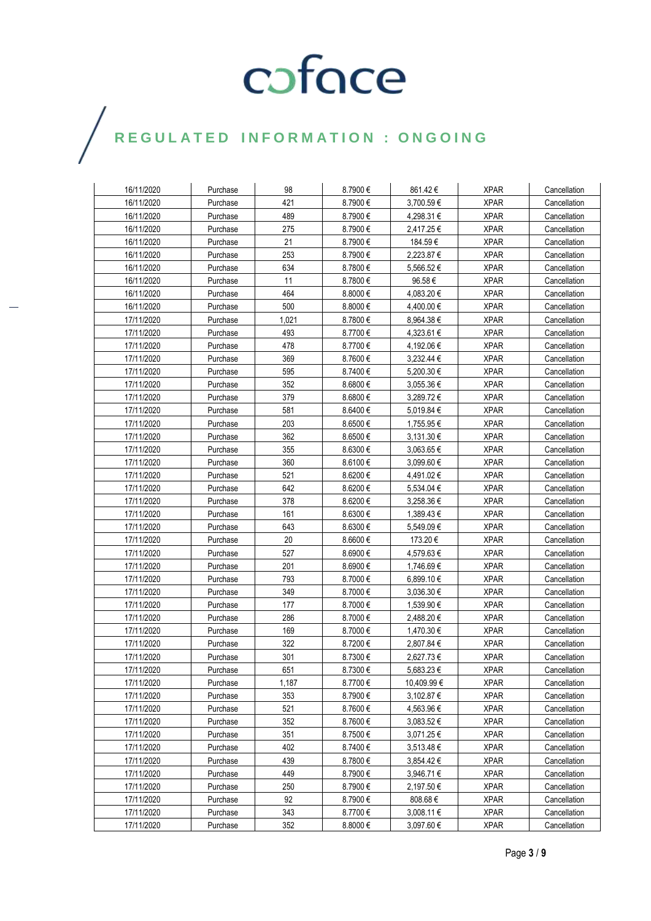| 16/11/2020 | Purchase | 98 | 8.7900 € | 861.42 € | XPAR | Cancellation |
|---|---|---|---|---|---|---|
| 16/11/2020 | Purchase | 421 | 8.7900 € | 3,700.59 € | XPAR | Cancellation |
| 16/11/2020 | Purchase | 489 | 8.7900 € | 4,298.31 € | XPAR | Cancellation |
| 16/11/2020 | Purchase | 275 | 8.7900 € | 2,417.25 € | XPAR | Cancellation |
| 16/11/2020 | Purchase | 21 | 8.7900 € | 184.59 € | XPAR | Cancellation |
| 16/11/2020 | Purchase | 253 | 8.7900 € | 2,223.87 € | XPAR | Cancellation |
| 16/11/2020 | Purchase | 634 | 8.7800 € | 5,566.52 € | XPAR | Cancellation |
| 16/11/2020 | Purchase | 11 | 8.7800 € | 96.58 € | XPAR | Cancellation |
| 16/11/2020 | Purchase | 464 | 8.8000 € | 4,083.20 € | XPAR | Cancellation |
| 16/11/2020 | Purchase | 500 | 8.8000 € | 4,400.00 € | XPAR | Cancellation |
| 17/11/2020 | Purchase | 1,021 | 8.7800 € | 8,964.38 € | XPAR | Cancellation |
| 17/11/2020 | Purchase | 493 | 8.7700 € | 4,323.61 € | XPAR | Cancellation |
| 17/11/2020 | Purchase | 478 | 8.7700 € | 4,192.06 € | XPAR | Cancellation |
| 17/11/2020 | Purchase | 369 | 8.7600 € | 3,232.44 € | XPAR | Cancellation |
| 17/11/2020 | Purchase | 595 | 8.7400 € | 5,200.30 € | XPAR | Cancellation |
| 17/11/2020 | Purchase | 352 | 8.6800 € | 3,055.36 € | XPAR | Cancellation |
| 17/11/2020 | Purchase | 379 | 8.6800 € | 3,289.72 € | XPAR | Cancellation |
| 17/11/2020 | Purchase | 581 | 8.6400 € | 5,019.84 € | XPAR | Cancellation |
| 17/11/2020 | Purchase | 203 | 8.6500 € | 1,755.95 € | XPAR | Cancellation |
| 17/11/2020 | Purchase | 362 | 8.6500 € | 3,131.30 € | XPAR | Cancellation |
| 17/11/2020 | Purchase | 355 | 8.6300 € | 3,063.65 € | XPAR | Cancellation |
| 17/11/2020 | Purchase | 360 | 8.6100 € | 3,099.60 € | XPAR | Cancellation |
| 17/11/2020 | Purchase | 521 | 8.6200 € | 4,491.02 € | XPAR | Cancellation |
| 17/11/2020 | Purchase | 642 | 8.6200 € | 5,534.04 € | XPAR | Cancellation |
| 17/11/2020 | Purchase | 378 | 8.6200 € | 3,258.36 € | XPAR | Cancellation |
| 17/11/2020 | Purchase | 161 | 8.6300 € | 1,389.43 € | XPAR | Cancellation |
| 17/11/2020 | Purchase | 643 | 8.6300 € | 5,549.09 € | XPAR | Cancellation |
| 17/11/2020 | Purchase | 20 | 8.6600 € | 173.20 € | XPAR | Cancellation |
| 17/11/2020 | Purchase | 527 | 8.6900 € | 4,579.63 € | XPAR | Cancellation |
| 17/11/2020 | Purchase | 201 | 8.6900 € | 1,746.69 € | XPAR | Cancellation |
| 17/11/2020 | Purchase | 793 | 8.7000 € | 6,899.10 € | XPAR | Cancellation |
| 17/11/2020 | Purchase | 349 | 8.7000 € | 3,036.30 € | XPAR | Cancellation |
| 17/11/2020 | Purchase | 177 | 8.7000 € | 1,539.90 € | XPAR | Cancellation |
| 17/11/2020 | Purchase | 286 | 8.7000 € | 2,488.20 € | XPAR | Cancellation |
| 17/11/2020 | Purchase | 169 | 8.7000 € | 1,470.30 € | XPAR | Cancellation |
| 17/11/2020 | Purchase | 322 | 8.7200 € | 2,807.84 € | XPAR | Cancellation |
| 17/11/2020 | Purchase | 301 | 8.7300 € | 2,627.73 € | XPAR | Cancellation |
| 17/11/2020 | Purchase | 651 | 8.7300 € | 5,683.23 € | XPAR | Cancellation |
| 17/11/2020 | Purchase | 1,187 | 8.7700 € | 10,409.99 € | XPAR | Cancellation |
| 17/11/2020 | Purchase | 353 | 8.7900 € | 3,102.87 € | XPAR | Cancellation |
| 17/11/2020 | Purchase | 521 | 8.7600 € | 4,563.96 € | XPAR | Cancellation |
| 17/11/2020 | Purchase | 352 | 8.7600 € | 3,083.52 € | XPAR | Cancellation |
| 17/11/2020 | Purchase | 351 | 8.7500 € | 3,071.25 € | XPAR | Cancellation |
| 17/11/2020 | Purchase | 402 | 8.7400 € | 3,513.48 € | XPAR | Cancellation |
| 17/11/2020 | Purchase | 439 | 8.7800 € | 3,854.42 € | XPAR | Cancellation |
| 17/11/2020 | Purchase | 449 | 8.7900 € | 3,946.71 € | XPAR | Cancellation |
| 17/11/2020 | Purchase | 250 | 8.7900 € | 2,197.50 € | XPAR | Cancellation |
| 17/11/2020 | Purchase | 92 | 8.7900 € | 808.68 € | XPAR | Cancellation |
| 17/11/2020 | Purchase | 343 | 8.7700 € | 3,008.11 € | XPAR | Cancellation |
| 17/11/2020 | Purchase | 352 | 8.8000 € | 3,097.60 € | XPAR | Cancellation |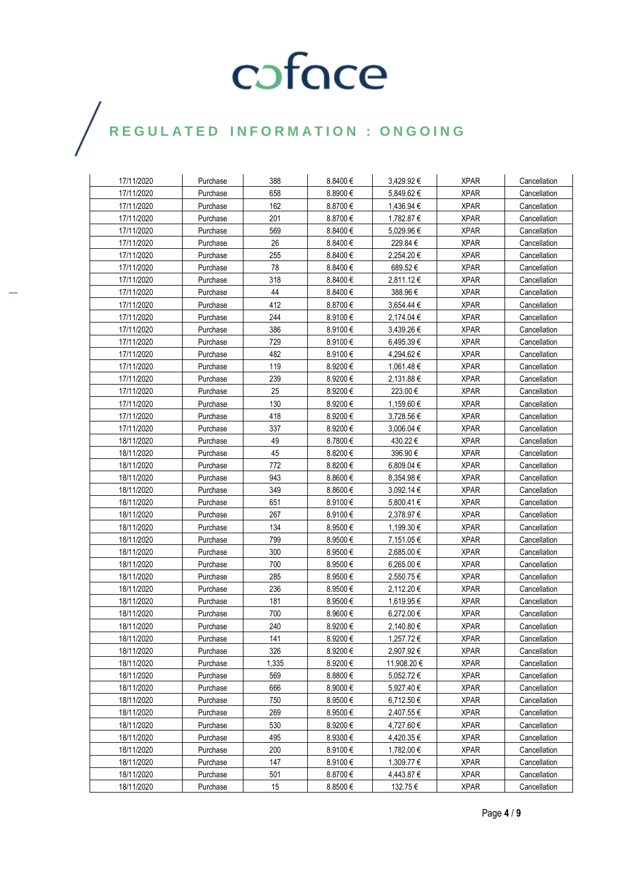| 17/11/2020 | Purchase | 388 | 8.8400 € | 3,429.92 € | XPAR | Cancellation |
|---|---|---|---|---|---|---|
| 17/11/2020 | Purchase | 658 | 8.8900 € | 5,849.62 € | XPAR | Cancellation |
| 17/11/2020 | Purchase | 162 | 8.8700 € | 1,436.94 € | XPAR | Cancellation |
| 17/11/2020 | Purchase | 201 | 8.8700 € | 1,782.87 € | XPAR | Cancellation |
| 17/11/2020 | Purchase | 569 | 8.8400 € | 5,029.96 € | XPAR | Cancellation |
| 17/11/2020 | Purchase | 26 | 8.8400 € | 229.84 € | XPAR | Cancellation |
| 17/11/2020 | Purchase | 255 | 8.8400 € | 2,254.20 € | XPAR | Cancellation |
| 17/11/2020 | Purchase | 78 | 8.8400 € | 689.52 € | XPAR | Cancellation |
| 17/11/2020 | Purchase | 318 | 8.8400 € | 2,811.12 € | XPAR | Cancellation |
| 17/11/2020 | Purchase | 44 | 8.8400 € | 388.96 € | XPAR | Cancellation |
| 17/11/2020 | Purchase | 412 | 8.8700 € | 3,654.44 € | XPAR | Cancellation |
| 17/11/2020 | Purchase | 244 | 8.9100 € | 2,174.04 € | XPAR | Cancellation |
| 17/11/2020 | Purchase | 386 | 8.9100 € | 3,439.26 € | XPAR | Cancellation |
| 17/11/2020 | Purchase | 729 | 8.9100 € | 6,495.39 € | XPAR | Cancellation |
| 17/11/2020 | Purchase | 482 | 8.9100 € | 4,294.62 € | XPAR | Cancellation |
| 17/11/2020 | Purchase | 119 | 8.9200 € | 1,061.48 € | XPAR | Cancellation |
| 17/11/2020 | Purchase | 239 | 8.9200 € | 2,131.88 € | XPAR | Cancellation |
| 17/11/2020 | Purchase | 25 | 8.9200 € | 223.00 € | XPAR | Cancellation |
| 17/11/2020 | Purchase | 130 | 8.9200 € | 1,159.60 € | XPAR | Cancellation |
| 17/11/2020 | Purchase | 418 | 8.9200 € | 3,728.56 € | XPAR | Cancellation |
| 17/11/2020 | Purchase | 337 | 8.9200 € | 3,006.04 € | XPAR | Cancellation |
| 18/11/2020 | Purchase | 49 | 8.7800 € | 430.22 € | XPAR | Cancellation |
| 18/11/2020 | Purchase | 45 | 8.8200 € | 396.90 € | XPAR | Cancellation |
| 18/11/2020 | Purchase | 772 | 8.8200 € | 6,809.04 € | XPAR | Cancellation |
| 18/11/2020 | Purchase | 943 | 8.8600 € | 8,354.98 € | XPAR | Cancellation |
| 18/11/2020 | Purchase | 349 | 8.8600 € | 3,092.14 € | XPAR | Cancellation |
| 18/11/2020 | Purchase | 651 | 8.9100 € | 5,800.41 € | XPAR | Cancellation |
| 18/11/2020 | Purchase | 267 | 8.9100 € | 2,378.97 € | XPAR | Cancellation |
| 18/11/2020 | Purchase | 134 | 8.9500 € | 1,199.30 € | XPAR | Cancellation |
| 18/11/2020 | Purchase | 799 | 8.9500 € | 7,151.05 € | XPAR | Cancellation |
| 18/11/2020 | Purchase | 300 | 8.9500 € | 2,685.00 € | XPAR | Cancellation |
| 18/11/2020 | Purchase | 700 | 8.9500 € | 6,265.00 € | XPAR | Cancellation |
| 18/11/2020 | Purchase | 285 | 8.9500 € | 2,550.75 € | XPAR | Cancellation |
| 18/11/2020 | Purchase | 236 | 8.9500 € | 2,112.20 € | XPAR | Cancellation |
| 18/11/2020 | Purchase | 181 | 8.9500 € | 1,619.95 € | XPAR | Cancellation |
| 18/11/2020 | Purchase | 700 | 8.9600 € | 6,272.00 € | XPAR | Cancellation |
| 18/11/2020 | Purchase | 240 | 8.9200 € | 2,140.80 € | XPAR | Cancellation |
| 18/11/2020 | Purchase | 141 | 8.9200 € | 1,257.72 € | XPAR | Cancellation |
| 18/11/2020 | Purchase | 326 | 8.9200 € | 2,907.92 € | XPAR | Cancellation |
| 18/11/2020 | Purchase | 1,335 | 8.9200 € | 11,908.20 € | XPAR | Cancellation |
| 18/11/2020 | Purchase | 569 | 8.8800 € | 5,052.72 € | XPAR | Cancellation |
| 18/11/2020 | Purchase | 666 | 8.9000 € | 5,927.40 € | XPAR | Cancellation |
| 18/11/2020 | Purchase | 750 | 8.9500 € | 6,712.50 € | XPAR | Cancellation |
| 18/11/2020 | Purchase | 269 | 8.9500 € | 2,407.55 € | XPAR | Cancellation |
| 18/11/2020 | Purchase | 530 | 8.9200 € | 4,727.60 € | XPAR | Cancellation |
| 18/11/2020 | Purchase | 495 | 8.9300 € | 4,420.35 € | XPAR | Cancellation |
| 18/11/2020 | Purchase | 200 | 8.9100 € | 1,782.00 € | XPAR | Cancellation |
| 18/11/2020 | Purchase | 147 | 8.9100 € | 1,309.77 € | XPAR | Cancellation |
| 18/11/2020 | Purchase | 501 | 8.8700 € | 4,443.87 € | XPAR | Cancellation |
| 18/11/2020 | Purchase | 15 | 8.8500 € | 132.75 € | XPAR | Cancellation |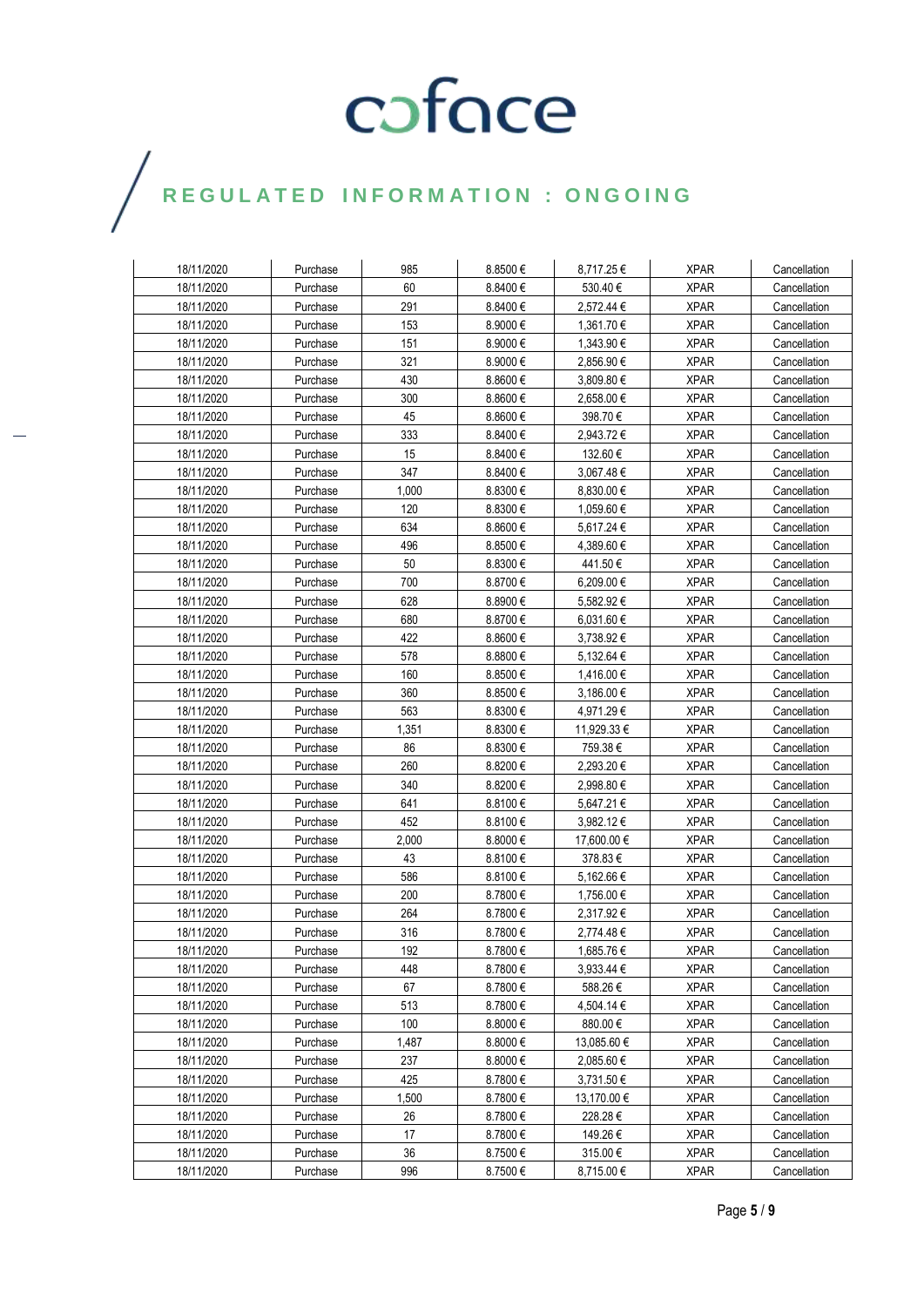# REGULATED INFORMATION : ONGOING

| | | | | | | |
|---|---|---|---|---|---|---|
| 18/11/2020 | Purchase | 985 | 8.8500 € | 8,717.25 € | XPAR | Cancellation |
| 18/11/2020 | Purchase | 60 | 8.8400 € | 530.40 € | XPAR | Cancellation |
| 18/11/2020 | Purchase | 291 | 8.8400 € | 2,572.44 € | XPAR | Cancellation |
| 18/11/2020 | Purchase | 153 | 8.9000 € | 1,361.70 € | XPAR | Cancellation |
| 18/11/2020 | Purchase | 151 | 8.9000 € | 1,343.90 € | XPAR | Cancellation |
| 18/11/2020 | Purchase | 321 | 8.9000 € | 2,856.90 € | XPAR | Cancellation |
| 18/11/2020 | Purchase | 430 | 8.8600 € | 3,809.80 € | XPAR | Cancellation |
| 18/11/2020 | Purchase | 300 | 8.8600 € | 2,658.00 € | XPAR | Cancellation |
| 18/11/2020 | Purchase | 45 | 8.8600 € | 398.70 € | XPAR | Cancellation |
| 18/11/2020 | Purchase | 333 | 8.8400 € | 2,943.72 € | XPAR | Cancellation |
| 18/11/2020 | Purchase | 15 | 8.8400 € | 132.60 € | XPAR | Cancellation |
| 18/11/2020 | Purchase | 347 | 8.8400 € | 3,067.48 € | XPAR | Cancellation |
| 18/11/2020 | Purchase | 1,000 | 8.8300 € | 8,830.00 € | XPAR | Cancellation |
| 18/11/2020 | Purchase | 120 | 8.8300 € | 1,059.60 € | XPAR | Cancellation |
| 18/11/2020 | Purchase | 634 | 8.8600 € | 5,617.24 € | XPAR | Cancellation |
| 18/11/2020 | Purchase | 496 | 8.8500 € | 4,389.60 € | XPAR | Cancellation |
| 18/11/2020 | Purchase | 50 | 8.8300 € | 441.50 € | XPAR | Cancellation |
| 18/11/2020 | Purchase | 700 | 8.8700 € | 6,209.00 € | XPAR | Cancellation |
| 18/11/2020 | Purchase | 628 | 8.8900 € | 5,582.92 € | XPAR | Cancellation |
| 18/11/2020 | Purchase | 680 | 8.8700 € | 6,031.60 € | XPAR | Cancellation |
| 18/11/2020 | Purchase | 422 | 8.8600 € | 3,738.92 € | XPAR | Cancellation |
| 18/11/2020 | Purchase | 578 | 8.8800 € | 5,132.64 € | XPAR | Cancellation |
| 18/11/2020 | Purchase | 160 | 8.8500 € | 1,416.00 € | XPAR | Cancellation |
| 18/11/2020 | Purchase | 360 | 8.8500 € | 3,186.00 € | XPAR | Cancellation |
| 18/11/2020 | Purchase | 563 | 8.8300 € | 4,971.29 € | XPAR | Cancellation |
| 18/11/2020 | Purchase | 1,351 | 8.8300 € | 11,929.33 € | XPAR | Cancellation |
| 18/11/2020 | Purchase | 86 | 8.8300 € | 759.38 € | XPAR | Cancellation |
| 18/11/2020 | Purchase | 260 | 8.8200 € | 2,293.20 € | XPAR | Cancellation |
| 18/11/2020 | Purchase | 340 | 8.8200 € | 2,998.80 € | XPAR | Cancellation |
| 18/11/2020 | Purchase | 641 | 8.8100 € | 5,647.21 € | XPAR | Cancellation |
| 18/11/2020 | Purchase | 452 | 8.8100 € | 3,982.12 € | XPAR | Cancellation |
| 18/11/2020 | Purchase | 2,000 | 8.8000 € | 17,600.00 € | XPAR | Cancellation |
| 18/11/2020 | Purchase | 43 | 8.8100 € | 378.83 € | XPAR | Cancellation |
| 18/11/2020 | Purchase | 586 | 8.8100 € | 5,162.66 € | XPAR | Cancellation |
| 18/11/2020 | Purchase | 200 | 8.7800 € | 1,756.00 € | XPAR | Cancellation |
| 18/11/2020 | Purchase | 264 | 8.7800 € | 2,317.92 € | XPAR | Cancellation |
| 18/11/2020 | Purchase | 316 | 8.7800 € | 2,774.48 € | XPAR | Cancellation |
| 18/11/2020 | Purchase | 192 | 8.7800 € | 1,685.76 € | XPAR | Cancellation |
| 18/11/2020 | Purchase | 448 | 8.7800 € | 3,933.44 € | XPAR | Cancellation |
| 18/11/2020 | Purchase | 67 | 8.7800 € | 588.26 € | XPAR | Cancellation |
| 18/11/2020 | Purchase | 513 | 8.7800 € | 4,504.14 € | XPAR | Cancellation |
| 18/11/2020 | Purchase | 100 | 8.8000 € | 880.00 € | XPAR | Cancellation |
| 18/11/2020 | Purchase | 1,487 | 8.8000 € | 13,085.60 € | XPAR | Cancellation |
| 18/11/2020 | Purchase | 237 | 8.8000 € | 2,085.60 € | XPAR | Cancellation |
| 18/11/2020 | Purchase | 425 | 8.7800 € | 3,731.50 € | XPAR | Cancellation |
| 18/11/2020 | Purchase | 1,500 | 8.7800 € | 13,170.00 € | XPAR | Cancellation |
| 18/11/2020 | Purchase | 26 | 8.7800 € | 228.28 € | XPAR | Cancellation |
| 18/11/2020 | Purchase | 17 | 8.7800 € | 149.26 € | XPAR | Cancellation |
| 18/11/2020 | Purchase | 36 | 8.7500 € | 315.00 € | XPAR | Cancellation |
| 18/11/2020 | Purchase | 996 | 8.7500 € | 8,715.00 € | XPAR | Cancellation |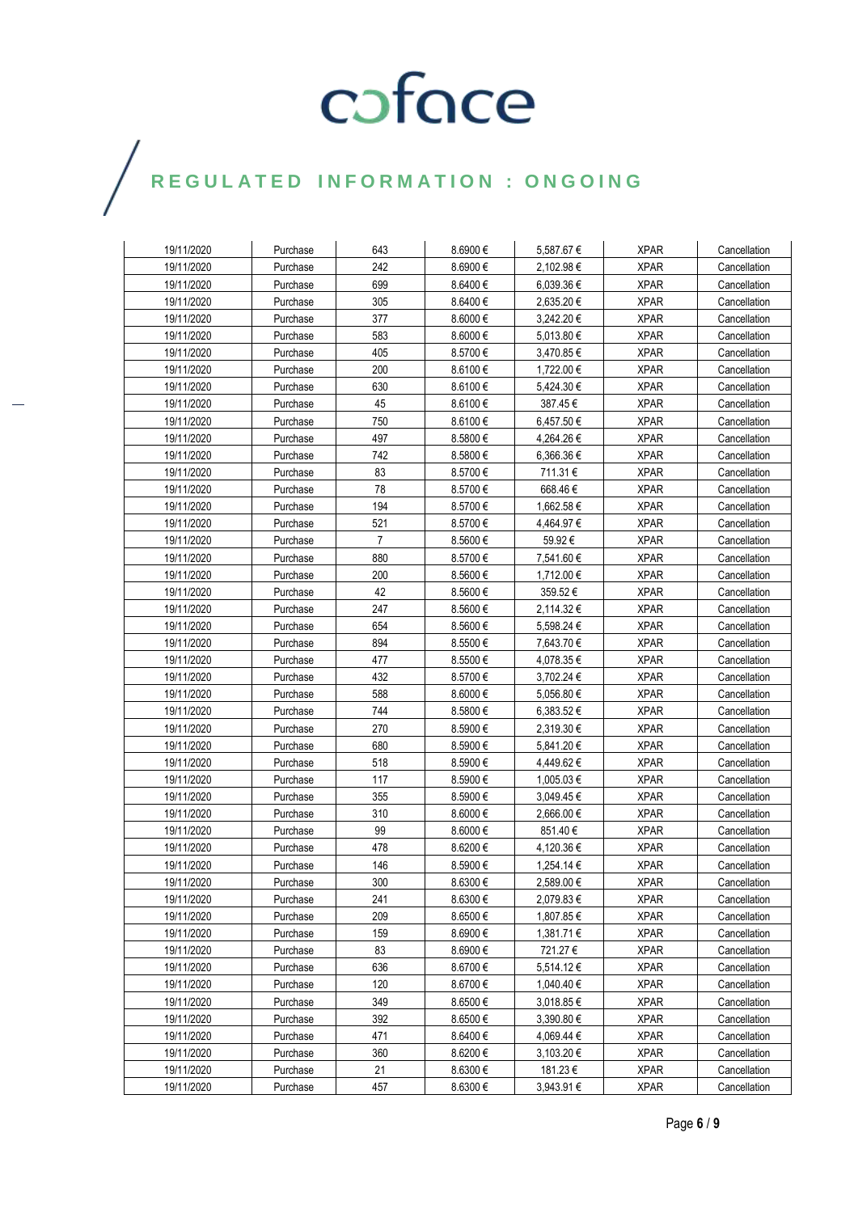| 19/11/2020 | Purchase | 643 | 8.6900 € | 5,587.67 € | XPAR | Cancellation |
|---|---|---|---|---|---|---|
| 19/11/2020 | Purchase | 242 | 8.6900 € | 2,102.98 € | XPAR | Cancellation |
| 19/11/2020 | Purchase | 699 | 8.6400 € | 6,039.36 € | XPAR | Cancellation |
| 19/11/2020 | Purchase | 305 | 8.6400 € | 2,635.20 € | XPAR | Cancellation |
| 19/11/2020 | Purchase | 377 | 8.6000 € | 3,242.20 € | XPAR | Cancellation |
| 19/11/2020 | Purchase | 583 | 8.6000 € | 5,013.80 € | XPAR | Cancellation |
| 19/11/2020 | Purchase | 405 | 8.5700 € | 3,470.85 € | XPAR | Cancellation |
| 19/11/2020 | Purchase | 200 | 8.6100 € | 1,722.00 € | XPAR | Cancellation |
| 19/11/2020 | Purchase | 630 | 8.6100 € | 5,424.30 € | XPAR | Cancellation |
| 19/11/2020 | Purchase | 45 | 8.6100 € | 387.45 € | XPAR | Cancellation |
| 19/11/2020 | Purchase | 750 | 8.6100 € | 6,457.50 € | XPAR | Cancellation |
| 19/11/2020 | Purchase | 497 | 8.5800 € | 4,264.26 € | XPAR | Cancellation |
| 19/11/2020 | Purchase | 742 | 8.5800 € | 6,366.36 € | XPAR | Cancellation |
| 19/11/2020 | Purchase | 83 | 8.5700 € | 711.31 € | XPAR | Cancellation |
| 19/11/2020 | Purchase | 78 | 8.5700 € | 668.46 € | XPAR | Cancellation |
| 19/11/2020 | Purchase | 194 | 8.5700 € | 1,662.58 € | XPAR | Cancellation |
| 19/11/2020 | Purchase | 521 | 8.5700 € | 4,464.97 € | XPAR | Cancellation |
| 19/11/2020 | Purchase | 7 | 8.5600 € | 59.92 € | XPAR | Cancellation |
| 19/11/2020 | Purchase | 880 | 8.5700 € | 7,541.60 € | XPAR | Cancellation |
| 19/11/2020 | Purchase | 200 | 8.5600 € | 1,712.00 € | XPAR | Cancellation |
| 19/11/2020 | Purchase | 42 | 8.5600 € | 359.52 € | XPAR | Cancellation |
| 19/11/2020 | Purchase | 247 | 8.5600 € | 2,114.32 € | XPAR | Cancellation |
| 19/11/2020 | Purchase | 654 | 8.5600 € | 5,598.24 € | XPAR | Cancellation |
| 19/11/2020 | Purchase | 894 | 8.5500 € | 7,643.70 € | XPAR | Cancellation |
| 19/11/2020 | Purchase | 477 | 8.5500 € | 4,078.35 € | XPAR | Cancellation |
| 19/11/2020 | Purchase | 432 | 8.5700 € | 3,702.24 € | XPAR | Cancellation |
| 19/11/2020 | Purchase | 588 | 8.6000 € | 5,056.80 € | XPAR | Cancellation |
| 19/11/2020 | Purchase | 744 | 8.5800 € | 6,383.52 € | XPAR | Cancellation |
| 19/11/2020 | Purchase | 270 | 8.5900 € | 2,319.30 € | XPAR | Cancellation |
| 19/11/2020 | Purchase | 680 | 8.5900 € | 5,841.20 € | XPAR | Cancellation |
| 19/11/2020 | Purchase | 518 | 8.5900 € | 4,449.62 € | XPAR | Cancellation |
| 19/11/2020 | Purchase | 117 | 8.5900 € | 1,005.03 € | XPAR | Cancellation |
| 19/11/2020 | Purchase | 355 | 8.5900 € | 3,049.45 € | XPAR | Cancellation |
| 19/11/2020 | Purchase | 310 | 8.6000 € | 2,666.00 € | XPAR | Cancellation |
| 19/11/2020 | Purchase | 99 | 8.6000 € | 851.40 € | XPAR | Cancellation |
| 19/11/2020 | Purchase | 478 | 8.6200 € | 4,120.36 € | XPAR | Cancellation |
| 19/11/2020 | Purchase | 146 | 8.5900 € | 1,254.14 € | XPAR | Cancellation |
| 19/11/2020 | Purchase | 300 | 8.6300 € | 2,589.00 € | XPAR | Cancellation |
| 19/11/2020 | Purchase | 241 | 8.6300 € | 2,079.83 € | XPAR | Cancellation |
| 19/11/2020 | Purchase | 209 | 8.6500 € | 1,807.85 € | XPAR | Cancellation |
| 19/11/2020 | Purchase | 159 | 8.6900 € | 1,381.71 € | XPAR | Cancellation |
| 19/11/2020 | Purchase | 83 | 8.6900 € | 721.27 € | XPAR | Cancellation |
| 19/11/2020 | Purchase | 636 | 8.6700 € | 5,514.12 € | XPAR | Cancellation |
| 19/11/2020 | Purchase | 120 | 8.6700 € | 1,040.40 € | XPAR | Cancellation |
| 19/11/2020 | Purchase | 349 | 8.6500 € | 3,018.85 € | XPAR | Cancellation |
| 19/11/2020 | Purchase | 392 | 8.6500 € | 3,390.80 € | XPAR | Cancellation |
| 19/11/2020 | Purchase | 471 | 8.6400 € | 4,069.44 € | XPAR | Cancellation |
| 19/11/2020 | Purchase | 360 | 8.6200 € | 3,103.20 € | XPAR | Cancellation |
| 19/11/2020 | Purchase | 21 | 8.6300 € | 181.23 € | XPAR | Cancellation |
| 19/11/2020 | Purchase | 457 | 8.6300 € | 3,943.91 € | XPAR | Cancellation |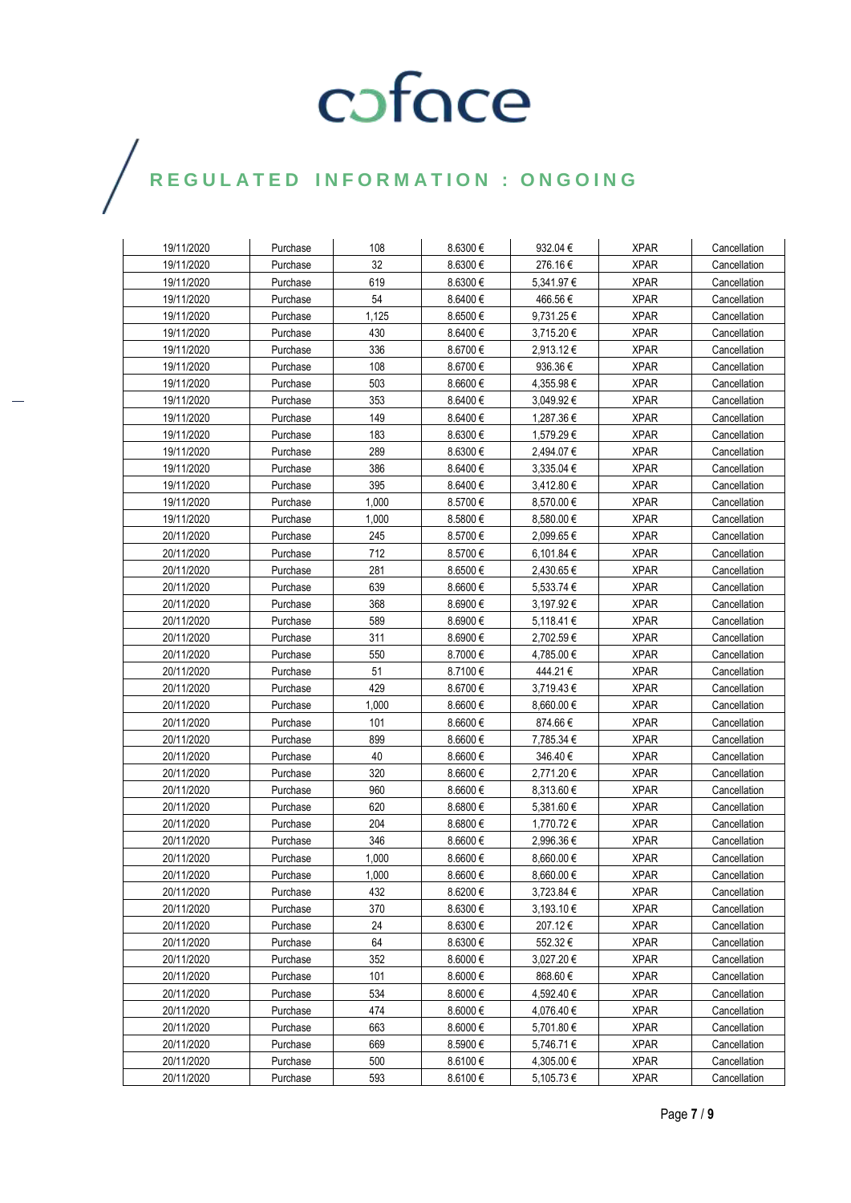| 19/11/2020 | Purchase | 108 | 8.6300 € | 932.04 € | XPAR | Cancellation |
|---|---|---|---|---|---|---|
| 19/11/2020 | Purchase | 32 | 8.6300 € | 276.16 € | XPAR | Cancellation |
| 19/11/2020 | Purchase | 619 | 8.6300 € | 5,341.97 € | XPAR | Cancellation |
| 19/11/2020 | Purchase | 54 | 8.6400 € | 466.56 € | XPAR | Cancellation |
| 19/11/2020 | Purchase | 1,125 | 8.6500 € | 9,731.25 € | XPAR | Cancellation |
| 19/11/2020 | Purchase | 430 | 8.6400 € | 3,715.20 € | XPAR | Cancellation |
| 19/11/2020 | Purchase | 336 | 8.6700 € | 2,913.12 € | XPAR | Cancellation |
| 19/11/2020 | Purchase | 108 | 8.6700 € | 936.36 € | XPAR | Cancellation |
| 19/11/2020 | Purchase | 503 | 8.6600 € | 4,355.98 € | XPAR | Cancellation |
| 19/11/2020 | Purchase | 353 | 8.6400 € | 3,049.92 € | XPAR | Cancellation |
| 19/11/2020 | Purchase | 149 | 8.6400 € | 1,287.36 € | XPAR | Cancellation |
| 19/11/2020 | Purchase | 183 | 8.6300 € | 1,579.29 € | XPAR | Cancellation |
| 19/11/2020 | Purchase | 289 | 8.6300 € | 2,494.07 € | XPAR | Cancellation |
| 19/11/2020 | Purchase | 386 | 8.6400 € | 3,335.04 € | XPAR | Cancellation |
| 19/11/2020 | Purchase | 395 | 8.6400 € | 3,412.80 € | XPAR | Cancellation |
| 19/11/2020 | Purchase | 1,000 | 8.5700 € | 8,570.00 € | XPAR | Cancellation |
| 19/11/2020 | Purchase | 1,000 | 8.5800 € | 8,580.00 € | XPAR | Cancellation |
| 20/11/2020 | Purchase | 245 | 8.5700 € | 2,099.65 € | XPAR | Cancellation |
| 20/11/2020 | Purchase | 712 | 8.5700 € | 6,101.84 € | XPAR | Cancellation |
| 20/11/2020 | Purchase | 281 | 8.6500 € | 2,430.65 € | XPAR | Cancellation |
| 20/11/2020 | Purchase | 639 | 8.6600 € | 5,533.74 € | XPAR | Cancellation |
| 20/11/2020 | Purchase | 368 | 8.6900 € | 3,197.92 € | XPAR | Cancellation |
| 20/11/2020 | Purchase | 589 | 8.6900 € | 5,118.41 € | XPAR | Cancellation |
| 20/11/2020 | Purchase | 311 | 8.6900 € | 2,702.59 € | XPAR | Cancellation |
| 20/11/2020 | Purchase | 550 | 8.7000 € | 4,785.00 € | XPAR | Cancellation |
| 20/11/2020 | Purchase | 51 | 8.7100 € | 444.21 € | XPAR | Cancellation |
| 20/11/2020 | Purchase | 429 | 8.6700 € | 3,719.43 € | XPAR | Cancellation |
| 20/11/2020 | Purchase | 1,000 | 8.6600 € | 8,660.00 € | XPAR | Cancellation |
| 20/11/2020 | Purchase | 101 | 8.6600 € | 874.66 € | XPAR | Cancellation |
| 20/11/2020 | Purchase | 899 | 8.6600 € | 7,785.34 € | XPAR | Cancellation |
| 20/11/2020 | Purchase | 40 | 8.6600 € | 346.40 € | XPAR | Cancellation |
| 20/11/2020 | Purchase | 320 | 8.6600 € | 2,771.20 € | XPAR | Cancellation |
| 20/11/2020 | Purchase | 960 | 8.6600 € | 8,313.60 € | XPAR | Cancellation |
| 20/11/2020 | Purchase | 620 | 8.6800 € | 5,381.60 € | XPAR | Cancellation |
| 20/11/2020 | Purchase | 204 | 8.6800 € | 1,770.72 € | XPAR | Cancellation |
| 20/11/2020 | Purchase | 346 | 8.6600 € | 2,996.36 € | XPAR | Cancellation |
| 20/11/2020 | Purchase | 1,000 | 8.6600 € | 8,660.00 € | XPAR | Cancellation |
| 20/11/2020 | Purchase | 1,000 | 8.6600 € | 8,660.00 € | XPAR | Cancellation |
| 20/11/2020 | Purchase | 432 | 8.6200 € | 3,723.84 € | XPAR | Cancellation |
| 20/11/2020 | Purchase | 370 | 8.6300 € | 3,193.10 € | XPAR | Cancellation |
| 20/11/2020 | Purchase | 24 | 8.6300 € | 207.12 € | XPAR | Cancellation |
| 20/11/2020 | Purchase | 64 | 8.6300 € | 552.32 € | XPAR | Cancellation |
| 20/11/2020 | Purchase | 352 | 8.6000 € | 3,027.20 € | XPAR | Cancellation |
| 20/11/2020 | Purchase | 101 | 8.6000 € | 868.60 € | XPAR | Cancellation |
| 20/11/2020 | Purchase | 534 | 8.6000 € | 4,592.40 € | XPAR | Cancellation |
| 20/11/2020 | Purchase | 474 | 8.6000 € | 4,076.40 € | XPAR | Cancellation |
| 20/11/2020 | Purchase | 663 | 8.6000 € | 5,701.80 € | XPAR | Cancellation |
| 20/11/2020 | Purchase | 669 | 8.5900 € | 5,746.71 € | XPAR | Cancellation |
| 20/11/2020 | Purchase | 500 | 8.6100 € | 4,305.00 € | XPAR | Cancellation |
| 20/11/2020 | Purchase | 593 | 8.6100 € | 5,105.73 € | XPAR | Cancellation |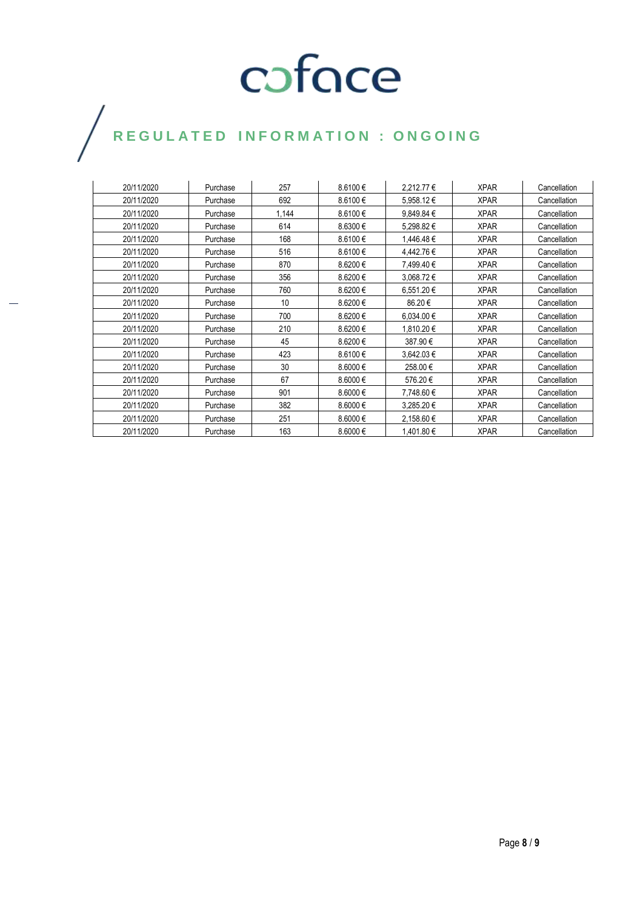# REGULATED INFORMATION : ONGOING

| | | | | | | |
|---|---|---|---|---|---|---|
| 20/11/2020 | Purchase | 257 | 8.6100 € | 2,212.77 € | XPAR | Cancellation |
| 20/11/2020 | Purchase | 692 | 8.6100 € | 5,958.12 € | XPAR | Cancellation |
| 20/11/2020 | Purchase | 1,144 | 8.6100 € | 9,849.84 € | XPAR | Cancellation |
| 20/11/2020 | Purchase | 614 | 8.6300 € | 5,298.82 € | XPAR | Cancellation |
| 20/11/2020 | Purchase | 168 | 8.6100 € | 1,446.48 € | XPAR | Cancellation |
| 20/11/2020 | Purchase | 516 | 8.6100 € | 4,442.76 € | XPAR | Cancellation |
| 20/11/2020 | Purchase | 870 | 8.6200 € | 7,499.40 € | XPAR | Cancellation |
| 20/11/2020 | Purchase | 356 | 8.6200 € | 3,068.72 € | XPAR | Cancellation |
| 20/11/2020 | Purchase | 760 | 8.6200 € | 6,551.20 € | XPAR | Cancellation |
| 20/11/2020 | Purchase | 10 | 8.6200 € | 86.20 € | XPAR | Cancellation |
| 20/11/2020 | Purchase | 700 | 8.6200 € | 6,034.00 € | XPAR | Cancellation |
| 20/11/2020 | Purchase | 210 | 8.6200 € | 1,810.20 € | XPAR | Cancellation |
| 20/11/2020 | Purchase | 45 | 8.6200 € | 387.90 € | XPAR | Cancellation |
| 20/11/2020 | Purchase | 423 | 8.6100 € | 3,642.03 € | XPAR | Cancellation |
| 20/11/2020 | Purchase | 30 | 8.6000 € | 258.00 € | XPAR | Cancellation |
| 20/11/2020 | Purchase | 67 | 8.6000 € | 576.20 € | XPAR | Cancellation |
| 20/11/2020 | Purchase | 901 | 8.6000 € | 7,748.60 € | XPAR | Cancellation |
| 20/11/2020 | Purchase | 382 | 8.6000 € | 3,285.20 € | XPAR | Cancellation |
| 20/11/2020 | Purchase | 251 | 8.6000 € | 2,158.60 € | XPAR | Cancellation |
| 20/11/2020 | Purchase | 163 | 8.6000 € | 1,401.80 € | XPAR | Cancellation |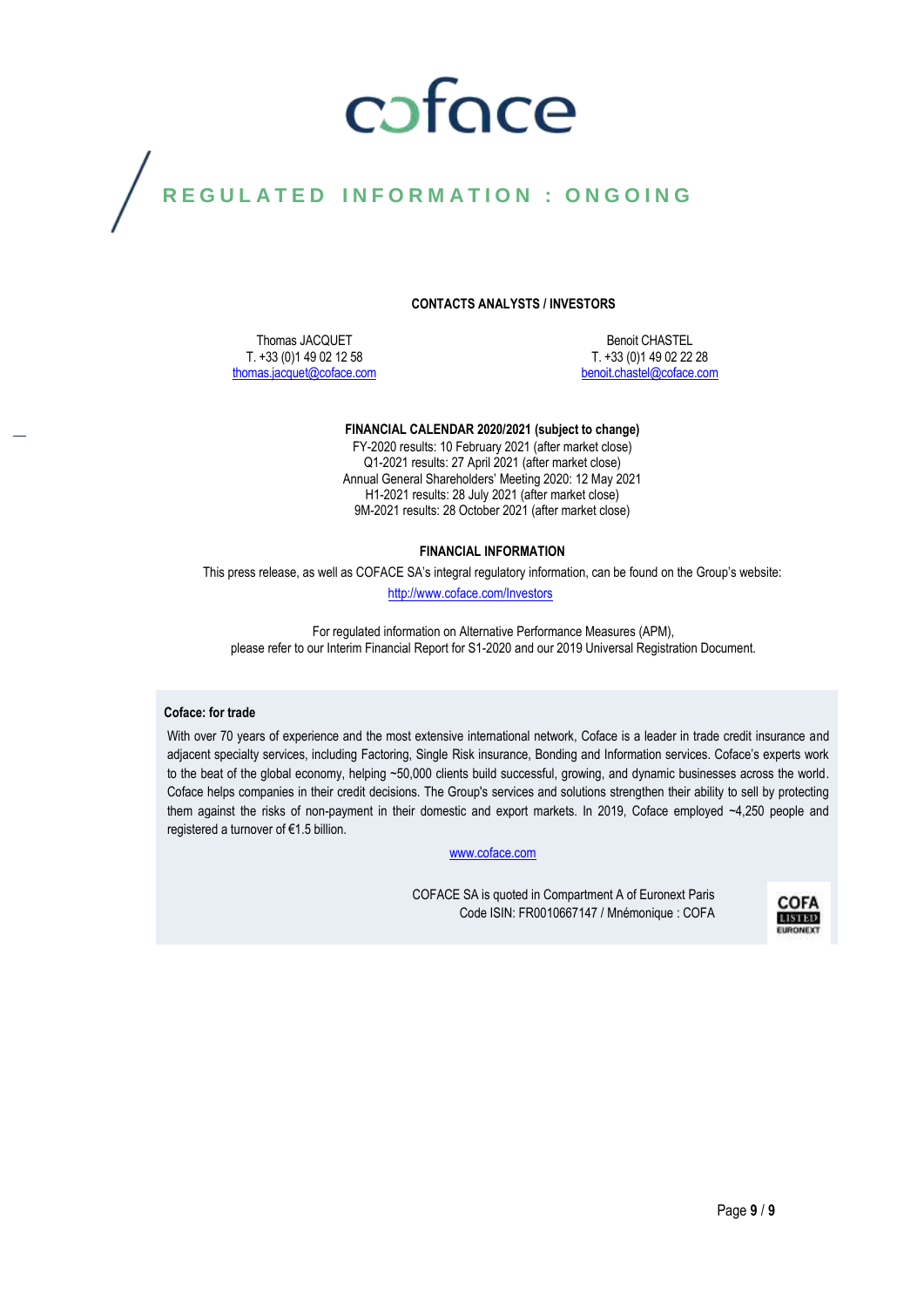coface

REGULATED INFORMATION : ONGOING

**CONTACTS ANALYSTS / INVESTORS**

Thomas JACQUET
T. +33 (0)1 49 02 12 58
thomas.jacquet@coface.com

Benoit CHASTEL
T. +33 (0)1 49 02 22 28
benoit.chastel@coface.com

**FINANCIAL CALENDAR 2020/2021 (subject to change)**
FY-2020 results: 10 February 2021 (after market close)
Q1-2021 results: 27 April 2021 (after market close)
Annual General Shareholders' Meeting 2020: 12 May 2021
H1-2021 results: 28 July 2021 (after market close)
9M-2021 results: 28 October 2021 (after market close)

**FINANCIAL INFORMATION**

This press release, as well as COFACE SA's integral regulatory information, can be found on the Group's website:
http://www.coface.com/Investors

For regulated information on Alternative Performance Measures (APM),
please refer to our Interim Financial Report for S1-2020 and our 2019 Universal Registration Document.

**Coface: for trade**

With over 70 years of experience and the most extensive international network, Coface is a leader in trade credit insurance and adjacent specialty services, including Factoring, Single Risk insurance, Bonding and Information services. Coface's experts work to the beat of the global economy, helping ~50,000 clients build successful, growing, and dynamic businesses across the world. Coface helps companies in their credit decisions. The Group's services and solutions strengthen their ability to sell by protecting them against the risks of non-payment in their domestic and export markets. In 2019, Coface employed ~4,250 people and registered a turnover of €1.5 billion.

www.coface.com

COFACE SA is quoted in Compartment A of Euronext Paris
Code ISIN: FR0010667147 / Mnémonique : COFA

COFA LISTED EURONEXT